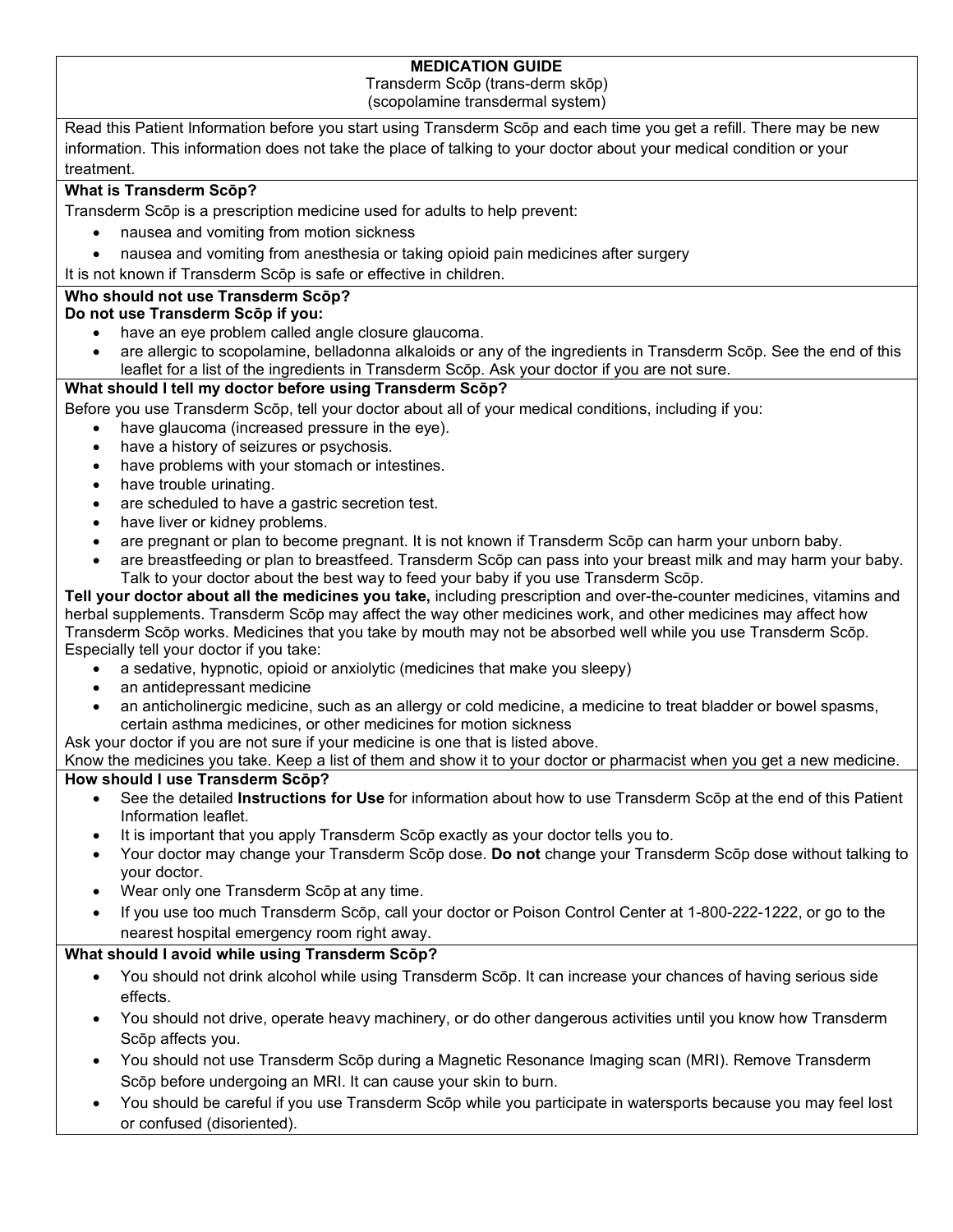# MEDICATION GUIDE

Transderm Scōp (trans-derm skōp)
(scopolamine transdermal system)

Read this Patient Information before you start using Transderm Scōp and each time you get a refill. There may be new information. This information does not take the place of talking to your doctor about your medical condition or your treatment.

**What is Transderm Scōp?**

Transderm Scōp is a prescription medicine used for adults to help prevent:

- nausea and vomiting from motion sickness
- nausea and vomiting from anesthesia or taking opioid pain medicines after surgery

It is not known if Transderm Scōp is safe or effective in children.

**Who should not use Transderm Scōp?**
**Do not use Transderm Scōp if you:**

- have an eye problem called angle closure glaucoma.
- are allergic to scopolamine, belladonna alkaloids or any of the ingredients in Transderm Scōp. See the end of this leaflet for a list of the ingredients in Transderm Scōp. Ask your doctor if you are not sure.

**What should I tell my doctor before using Transderm Scōp?**

Before you use Transderm Scōp, tell your doctor about all of your medical conditions, including if you:

- have glaucoma (increased pressure in the eye).
- have a history of seizures or psychosis.
- have problems with your stomach or intestines.
- have trouble urinating.
- are scheduled to have a gastric secretion test.
- have liver or kidney problems.
- are pregnant or plan to become pregnant. It is not known if Transderm Scōp can harm your unborn baby.
- are breastfeeding or plan to breastfeed. Transderm Scōp can pass into your breast milk and may harm your baby. Talk to your doctor about the best way to feed your baby if you use Transderm Scōp.

**Tell your doctor about all the medicines you take,** including prescription and over-the-counter medicines, vitamins and herbal supplements. Transderm Scōp may affect the way other medicines work, and other medicines may affect how Transderm Scōp works. Medicines that you take by mouth may not be absorbed well while you use Transderm Scōp. Especially tell your doctor if you take:

- a sedative, hypnotic, opioid or anxiolytic (medicines that make you sleepy)
- an antidepressant medicine
- an anticholinergic medicine, such as an allergy or cold medicine, a medicine to treat bladder or bowel spasms, certain asthma medicines, or other medicines for motion sickness

Ask your doctor if you are not sure if your medicine is one that is listed above.
Know the medicines you take. Keep a list of them and show it to your doctor or pharmacist when you get a new medicine.

**How should I use Transderm Scōp?**

- See the detailed **Instructions for Use** for information about how to use Transderm Scōp at the end of this Patient Information leaflet.
- It is important that you apply Transderm Scōp exactly as your doctor tells you to.
- Your doctor may change your Transderm Scōp dose. **Do not** change your Transderm Scōp dose without talking to your doctor.
- Wear only one Transderm Scōp at any time.
- If you use too much Transderm Scōp, call your doctor or Poison Control Center at 1-800-222-1222, or go to the nearest hospital emergency room right away.

**What should I avoid while using Transderm Scōp?**

- You should not drink alcohol while using Transderm Scōp. It can increase your chances of having serious side effects.
- You should not drive, operate heavy machinery, or do other dangerous activities until you know how Transderm Scōp affects you.
- You should not use Transderm Scōp during a Magnetic Resonance Imaging scan (MRI). Remove Transderm Scōp before undergoing an MRI. It can cause your skin to burn.
- You should be careful if you use Transderm Scōp while you participate in watersports because you may feel lost or confused (disoriented).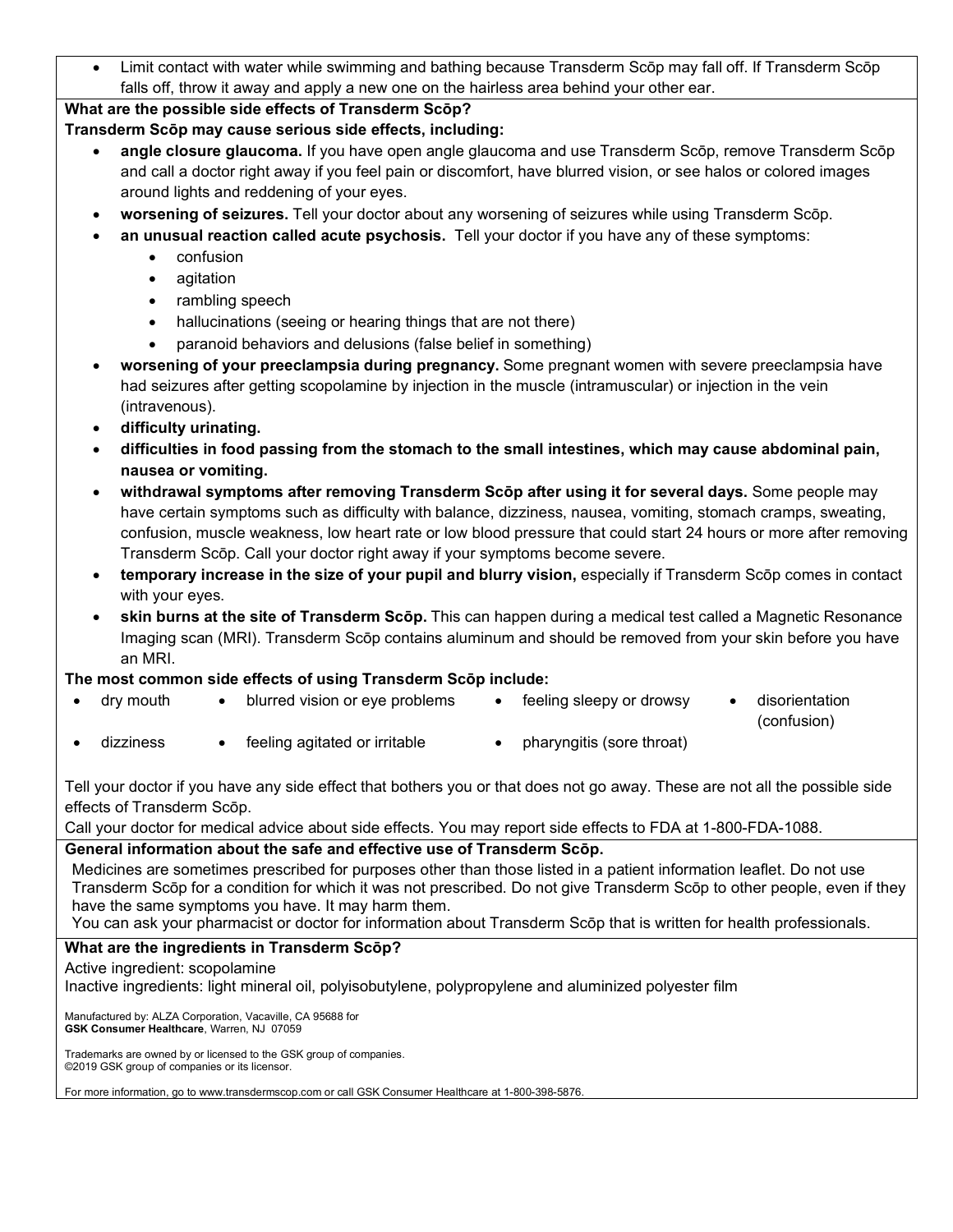- Limit contact with water while swimming and bathing because Transderm Scōp may fall off. If Transderm Scōp falls off, throw it away and apply a new one on the hairless area behind your other ear.

**What are the possible side effects of Transderm Scōp?**

**Transderm Scōp may cause serious side effects, including:**

- **angle closure glaucoma.** If you have open angle glaucoma and use Transderm Scōp, remove Transderm Scōp and call a doctor right away if you feel pain or discomfort, have blurred vision, or see halos or colored images around lights and reddening of your eyes.
- **worsening of seizures.** Tell your doctor about any worsening of seizures while using Transderm Scōp.
- **an unusual reaction called acute psychosis.** Tell your doctor if you have any of these symptoms:
  - confusion
  - agitation
  - rambling speech
  - hallucinations (seeing or hearing things that are not there)
  - paranoid behaviors and delusions (false belief in something)
- **worsening of your preeclampsia during pregnancy.** Some pregnant women with severe preeclampsia have had seizures after getting scopolamine by injection in the muscle (intramuscular) or injection in the vein (intravenous).
- **difficulty urinating.**
- **difficulties in food passing from the stomach to the small intestines, which may cause abdominal pain, nausea or vomiting.**
- **withdrawal symptoms after removing Transderm Scōp after using it for several days.** Some people may have certain symptoms such as difficulty with balance, dizziness, nausea, vomiting, stomach cramps, sweating, confusion, muscle weakness, low heart rate or low blood pressure that could start 24 hours or more after removing Transderm Scōp. Call your doctor right away if your symptoms become severe.
- **temporary increase in the size of your pupil and blurry vision,** especially if Transderm Scōp comes in contact with your eyes.
- **skin burns at the site of Transderm Scōp.** This can happen during a medical test called a Magnetic Resonance Imaging scan (MRI). Transderm Scōp contains aluminum and should be removed from your skin before you have an MRI.

**The most common side effects of using Transderm Scōp include:**

- dry mouth
- blurred vision or eye problems
- feeling sleepy or drowsy
- disorientation (confusion)
- dizziness
- feeling agitated or irritable
- pharyngitis (sore throat)

Tell your doctor if you have any side effect that bothers you or that does not go away. These are not all the possible side effects of Transderm Scōp.

Call your doctor for medical advice about side effects. You may report side effects to FDA at 1-800-FDA-1088.

**General information about the safe and effective use of Transderm Scōp.**

Medicines are sometimes prescribed for purposes other than those listed in a patient information leaflet. Do not use Transderm Scōp for a condition for which it was not prescribed. Do not give Transderm Scōp to other people, even if they have the same symptoms you have. It may harm them.

You can ask your pharmacist or doctor for information about Transderm Scōp that is written for health professionals.

**What are the ingredients in Transderm Scōp?**

Active ingredient: scopolamine

Inactive ingredients: light mineral oil, polyisobutylene, polypropylene and aluminized polyester film

Manufactured by: ALZA Corporation, Vacaville, CA 95688 for
**GSK Consumer Healthcare**, Warren, NJ 07059

Trademarks are owned by or licensed to the GSK group of companies.
©2019 GSK group of companies or its licensor.

For more information, go to www.transdermscop.com or call GSK Consumer Healthcare at 1-800-398-5876.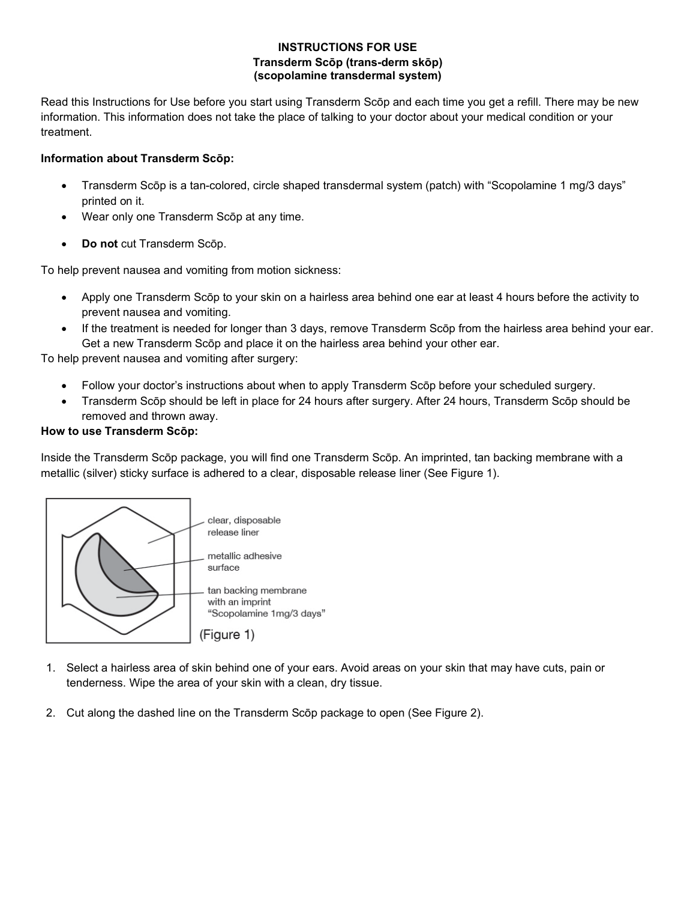**INSTRUCTIONS FOR USE**
**Transderm Scōp (trans-derm skōp)**
**(scopolamine transdermal system)**

Read this Instructions for Use before you start using Transderm Scōp and each time you get a refill. There may be new information. This information does not take the place of talking to your doctor about your medical condition or your treatment.

**Information about Transderm Scōp:**

- Transderm Scōp is a tan-colored, circle shaped transdermal system (patch) with "Scopolamine 1 mg/3 days" printed on it.
- Wear only one Transderm Scōp at any time.
- **Do not** cut Transderm Scōp.

To help prevent nausea and vomiting from motion sickness:

- Apply one Transderm Scōp to your skin on a hairless area behind one ear at least 4 hours before the activity to prevent nausea and vomiting.
- If the treatment is needed for longer than 3 days, remove Transderm Scōp from the hairless area behind your ear. Get a new Transderm Scōp and place it on the hairless area behind your other ear.

To help prevent nausea and vomiting after surgery:

- Follow your doctor's instructions about when to apply Transderm Scōp before your scheduled surgery.
- Transderm Scōp should be left in place for 24 hours after surgery. After 24 hours, Transderm Scōp should be removed and thrown away.

**How to use Transderm Scōp:**

Inside the Transderm Scōp package, you will find one Transderm Scōp. An imprinted, tan backing membrane with a metallic (silver) sticky surface is adhered to a clear, disposable release liner (See Figure 1).

clear, disposable release liner

metallic adhesive surface

tan backing membrane with an imprint "Scopolamine 1mg/3 days"

(Figure 1)

1. Select a hairless area of skin behind one of your ears. Avoid areas on your skin that may have cuts, pain or tenderness. Wipe the area of your skin with a clean, dry tissue.

2. Cut along the dashed line on the Transderm Scōp package to open (See Figure 2).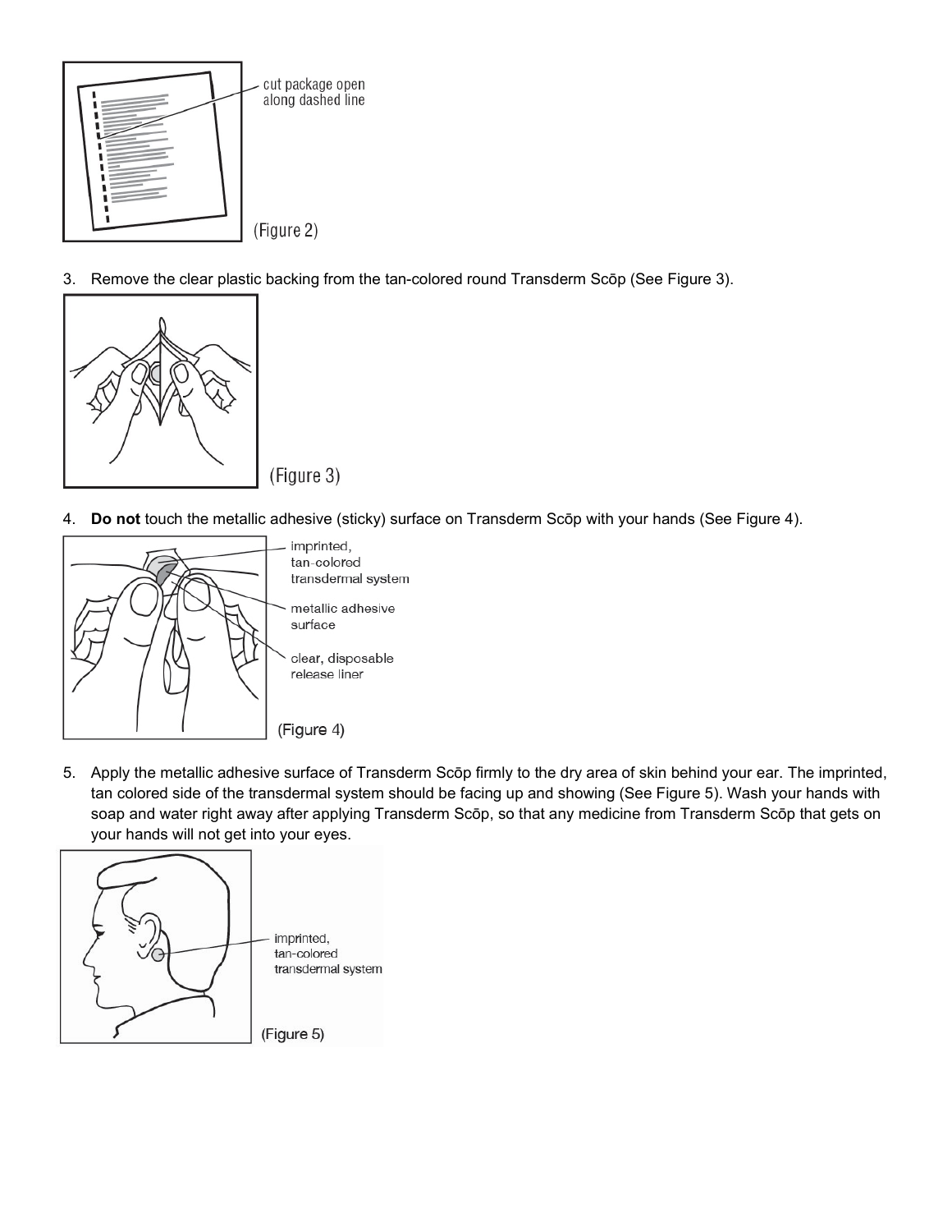cut package open along dashed line

(Figure 2)

3. Remove the clear plastic backing from the tan-colored round Transderm Scōp (See Figure 3).

(Figure 3)

4. **Do not** touch the metallic adhesive (sticky) surface on Transderm Scōp with your hands (See Figure 4).

imprinted, tan-colored transdermal system

metallic adhesive surface

clear, disposable release liner

(Figure 4)

5. Apply the metallic adhesive surface of Transderm Scōp firmly to the dry area of skin behind your ear. The imprinted, tan colored side of the transdermal system should be facing up and showing (See Figure 5). Wash your hands with soap and water right away after applying Transderm Scōp, so that any medicine from Transderm Scōp that gets on your hands will not get into your eyes.

imprinted, tan-colored transdermal system

(Figure 5)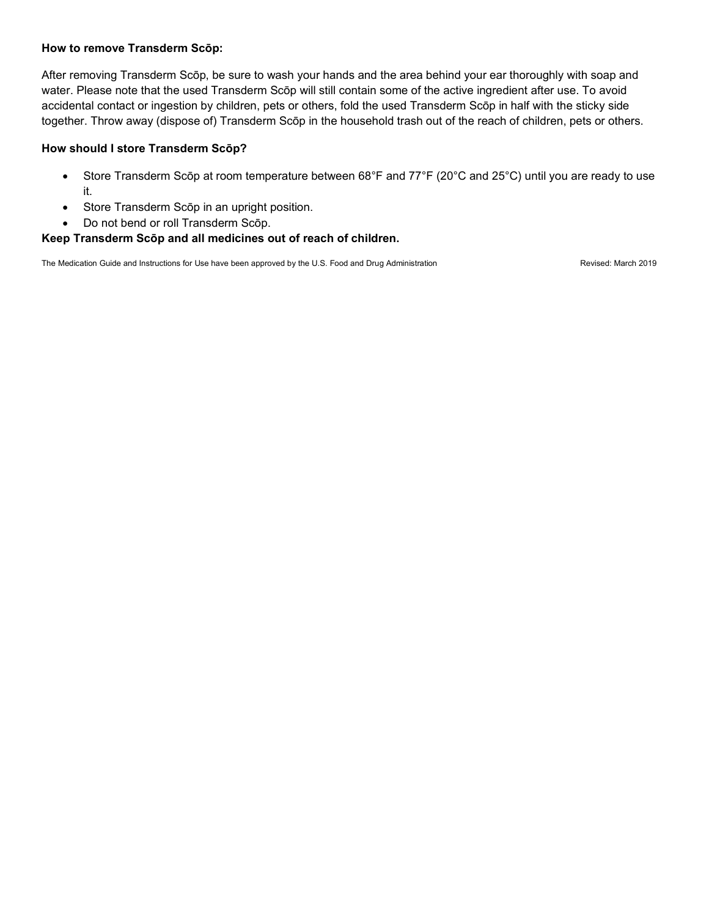**How to remove Transderm Scōp:**

After removing Transderm Scōp, be sure to wash your hands and the area behind your ear thoroughly with soap and water. Please note that the used Transderm Scōp will still contain some of the active ingredient after use. To avoid accidental contact or ingestion by children, pets or others, fold the used Transderm Scōp in half with the sticky side together. Throw away (dispose of) Transderm Scōp in the household trash out of the reach of children, pets or others.

**How should I store Transderm Scōp?**

- Store Transderm Scōp at room temperature between 68°F and 77°F (20°C and 25°C) until you are ready to use it.
- Store Transderm Scōp in an upright position.
- Do not bend or roll Transderm Scōp.

**Keep Transderm Scōp and all medicines out of reach of children.**

The Medication Guide and Instructions for Use have been approved by the U.S. Food and Drug Administration

Revised: March 2019